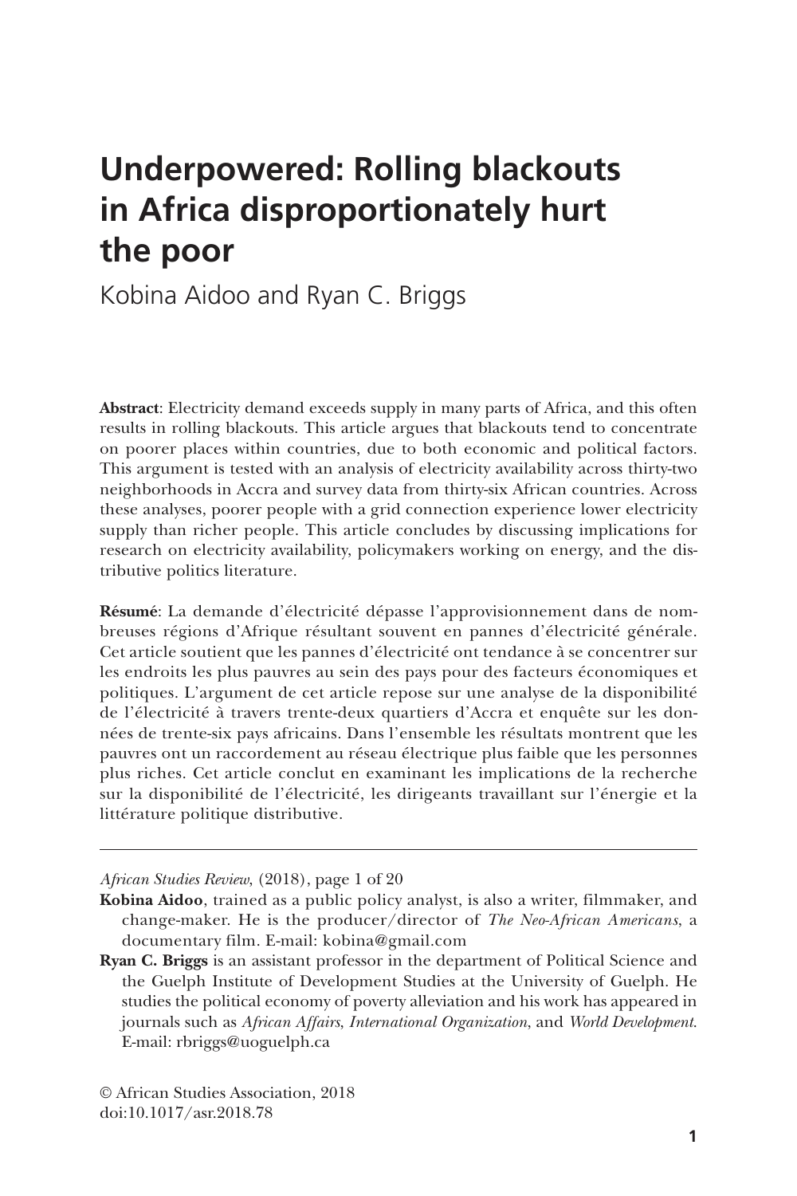# Underpowered: Rolling blackouts in Africa disproportionately hurt the poor

Kobina Aidoo and Ryan C. Briggs

**Abstract**: Electricity demand exceeds supply in many parts of Africa, and this often results in rolling blackouts. This article argues that blackouts tend to concentrate on poorer places within countries, due to both economic and political factors. This argument is tested with an analysis of electricity availability across thirty-two neighborhoods in Accra and survey data from thirty-six African countries. Across these analyses, poorer people with a grid connection experience lower electricity supply than richer people. This article concludes by discussing implications for research on electricity availability, policymakers working on energy, and the distributive politics literature.

**Résumé**: La demande d'électricité dépasse l'approvisionnement dans de nombreuses régions d'Afrique résultant souvent en pannes d'électricité générale. Cet article soutient que les pannes d'électricité ont tendance à se concentrer sur les endroits les plus pauvres au sein des pays pour des facteurs économiques et politiques. L'argument de cet article repose sur une analyse de la disponibilité de l'électricité à travers trente-deux quartiers d'Accra et enquête sur les données de trente-six pays africains. Dans l'ensemble les résultats montrent que les pauvres ont un raccordement au réseau électrique plus faible que les personnes plus riches. Cet article conclut en examinant les implications de la recherche sur la disponibilité de l'électricité, les dirigeants travaillant sur l'énergie et la littérature politique distributive.

---

*African Studies Review*, (2018), page 1 of 20

**Kobina Aidoo**, trained as a public policy analyst, is also a writer, filmmaker, and change-maker. He is the producer/director of *The Neo-African Americans*, a documentary film. E-mail: kobina@gmail.com

**Ryan C. Briggs** is an assistant professor in the department of Political Science and the Guelph Institute of Development Studies at the University of Guelph. He studies the political economy of poverty alleviation and his work has appeared in journals such as *African Affairs*, *International Organization*, and *World Development*. E-mail: rbriggs@uoguelph.ca

© African Studies Association, 2018
doi:10.1017/asr.2018.78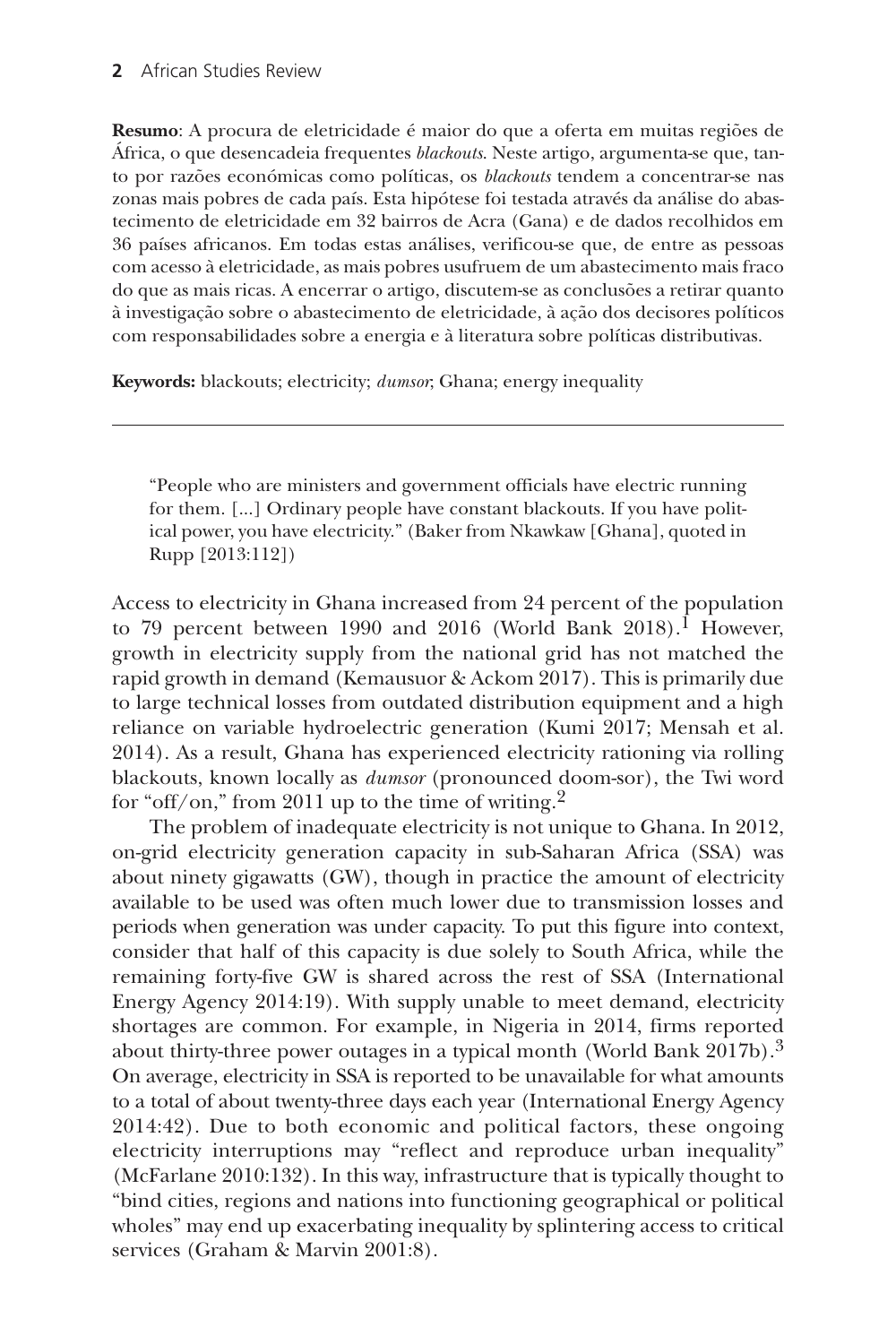**Resumo**: A procura de eletricidade é maior do que a oferta em muitas regiões de África, o que desencadeia frequentes *blackouts*. Neste artigo, argumenta-se que, tanto por razões económicas como políticas, os *blackouts* tendem a concentrar-se nas zonas mais pobres de cada país. Esta hipótese foi testada através da análise do abastecimento de eletricidade em 32 bairros de Acra (Gana) e de dados recolhidos em 36 países africanos. Em todas estas análises, verificou-se que, de entre as pessoas com acesso à eletricidade, as mais pobres usufruem de um abastecimento mais fraco do que as mais ricas. A encerrar o artigo, discutem-se as conclusões a retirar quanto à investigação sobre o abastecimento de eletricidade, à ação dos decisores políticos com responsabilidades sobre a energia e à literatura sobre políticas distributivas.

**Keywords:** blackouts; electricity; *dumsor*; Ghana; energy inequality

---

> "People who are ministers and government officials have electric running for them. [...] Ordinary people have constant blackouts. If you have political power, you have electricity." (Baker from Nkawkaw [Ghana], quoted in Rupp [2013:112])

Access to electricity in Ghana increased from 24 percent of the population to 79 percent between 1990 and 2016 (World Bank 2018).[1] However, growth in electricity supply from the national grid has not matched the rapid growth in demand (Kemausuor & Ackom 2017). This is primarily due to large technical losses from outdated distribution equipment and a high reliance on variable hydroelectric generation (Kumi 2017; Mensah et al. 2014). As a result, Ghana has experienced electricity rationing via rolling blackouts, known locally as *dumsor* (pronounced doom-sor), the Twi word for "off/on," from 2011 up to the time of writing.[2]

The problem of inadequate electricity is not unique to Ghana. In 2012, on-grid electricity generation capacity in sub-Saharan Africa (SSA) was about ninety gigawatts (GW), though in practice the amount of electricity available to be used was often much lower due to transmission losses and periods when generation was under capacity. To put this figure into context, consider that half of this capacity is due solely to South Africa, while the remaining forty-five GW is shared across the rest of SSA (International Energy Agency 2014:19). With supply unable to meet demand, electricity shortages are common. For example, in Nigeria in 2014, firms reported about thirty-three power outages in a typical month (World Bank 2017b).[3] On average, electricity in SSA is reported to be unavailable for what amounts to a total of about twenty-three days each year (International Energy Agency 2014:42). Due to both economic and political factors, these ongoing electricity interruptions may "reflect and reproduce urban inequality" (McFarlane 2010:132). In this way, infrastructure that is typically thought to "bind cities, regions and nations into functioning geographical or political wholes" may end up exacerbating inequality by splintering access to critical services (Graham & Marvin 2001:8).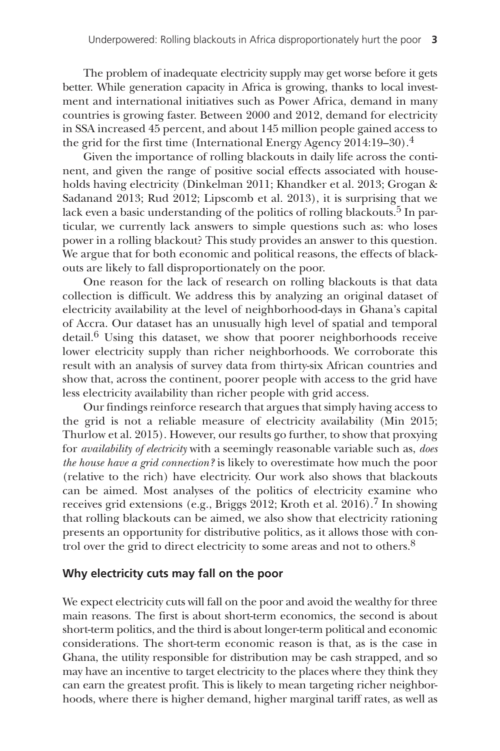The problem of inadequate electricity supply may get worse before it gets better. While generation capacity in Africa is growing, thanks to local investment and international initiatives such as Power Africa, demand in many countries is growing faster. Between 2000 and 2012, demand for electricity in SSA increased 45 percent, and about 145 million people gained access to the grid for the first time (International Energy Agency 2014:19–30).[4]

Given the importance of rolling blackouts in daily life across the continent, and given the range of positive social effects associated with households having electricity (Dinkelman 2011; Khandker et al. 2013; Grogan & Sadanand 2013; Rud 2012; Lipscomb et al. 2013), it is surprising that we lack even a basic understanding of the politics of rolling blackouts.[5] In particular, we currently lack answers to simple questions such as: who loses power in a rolling blackout? This study provides an answer to this question. We argue that for both economic and political reasons, the effects of blackouts are likely to fall disproportionately on the poor.

One reason for the lack of research on rolling blackouts is that data collection is difficult. We address this by analyzing an original dataset of electricity availability at the level of neighborhood-days in Ghana's capital of Accra. Our dataset has an unusually high level of spatial and temporal detail.[6] Using this dataset, we show that poorer neighborhoods receive lower electricity supply than richer neighborhoods. We corroborate this result with an analysis of survey data from thirty-six African countries and show that, across the continent, poorer people with access to the grid have less electricity availability than richer people with grid access.

Our findings reinforce research that argues that simply having access to the grid is not a reliable measure of electricity availability (Min 2015; Thurlow et al. 2015). However, our results go further, to show that proxying for *availability of electricity* with a seemingly reasonable variable such as, *does the house have a grid connection?* is likely to overestimate how much the poor (relative to the rich) have electricity. Our work also shows that blackouts can be aimed. Most analyses of the politics of electricity examine who receives grid extensions (e.g., Briggs 2012; Kroth et al. 2016).[7] In showing that rolling blackouts can be aimed, we also show that electricity rationing presents an opportunity for distributive politics, as it allows those with control over the grid to direct electricity to some areas and not to others.[8]

## Why electricity cuts may fall on the poor

We expect electricity cuts will fall on the poor and avoid the wealthy for three main reasons. The first is about short-term economics, the second is about short-term politics, and the third is about longer-term political and economic considerations. The short-term economic reason is that, as is the case in Ghana, the utility responsible for distribution may be cash strapped, and so may have an incentive to target electricity to the places where they think they can earn the greatest profit. This is likely to mean targeting richer neighborhoods, where there is higher demand, higher marginal tariff rates, as well as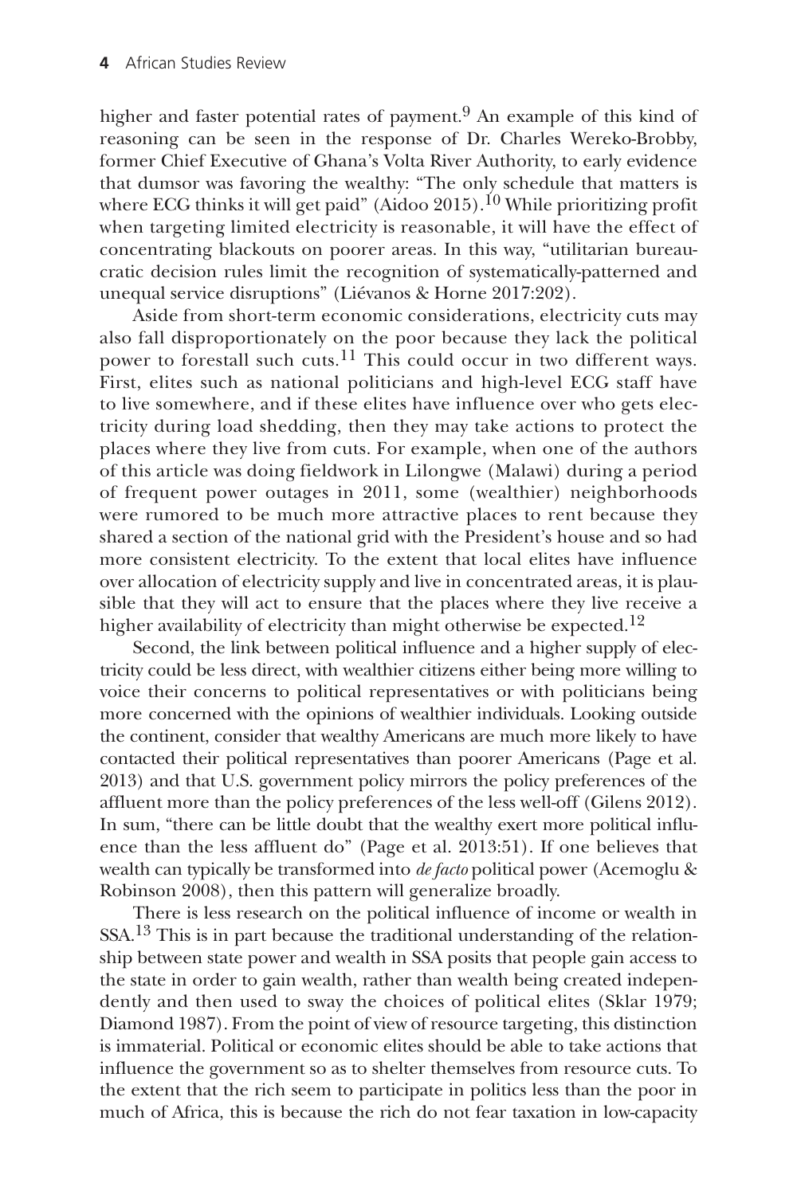higher and faster potential rates of payment.[9] An example of this kind of reasoning can be seen in the response of Dr. Charles Wereko-Brobby, former Chief Executive of Ghana's Volta River Authority, to early evidence that dumsor was favoring the wealthy: "The only schedule that matters is where ECG thinks it will get paid" (Aidoo 2015).[10] While prioritizing profit when targeting limited electricity is reasonable, it will have the effect of concentrating blackouts on poorer areas. In this way, "utilitarian bureaucratic decision rules limit the recognition of systematically-patterned and unequal service disruptions" (Liévanos & Horne 2017:202).

Aside from short-term economic considerations, electricity cuts may also fall disproportionately on the poor because they lack the political power to forestall such cuts.[11] This could occur in two different ways. First, elites such as national politicians and high-level ECG staff have to live somewhere, and if these elites have influence over who gets electricity during load shedding, then they may take actions to protect the places where they live from cuts. For example, when one of the authors of this article was doing fieldwork in Lilongwe (Malawi) during a period of frequent power outages in 2011, some (wealthier) neighborhoods were rumored to be much more attractive places to rent because they shared a section of the national grid with the President's house and so had more consistent electricity. To the extent that local elites have influence over allocation of electricity supply and live in concentrated areas, it is plausible that they will act to ensure that the places where they live receive a higher availability of electricity than might otherwise be expected.[12]

Second, the link between political influence and a higher supply of electricity could be less direct, with wealthier citizens either being more willing to voice their concerns to political representatives or with politicians being more concerned with the opinions of wealthier individuals. Looking outside the continent, consider that wealthy Americans are much more likely to have contacted their political representatives than poorer Americans (Page et al. 2013) and that U.S. government policy mirrors the policy preferences of the affluent more than the policy preferences of the less well-off (Gilens 2012). In sum, "there can be little doubt that the wealthy exert more political influence than the less affluent do" (Page et al. 2013:51). If one believes that wealth can typically be transformed into *de facto* political power (Acemoglu & Robinson 2008), then this pattern will generalize broadly.

There is less research on the political influence of income or wealth in SSA.[13] This is in part because the traditional understanding of the relationship between state power and wealth in SSA posits that people gain access to the state in order to gain wealth, rather than wealth being created independently and then used to sway the choices of political elites (Sklar 1979; Diamond 1987). From the point of view of resource targeting, this distinction is immaterial. Political or economic elites should be able to take actions that influence the government so as to shelter themselves from resource cuts. To the extent that the rich seem to participate in politics less than the poor in much of Africa, this is because the rich do not fear taxation in low-capacity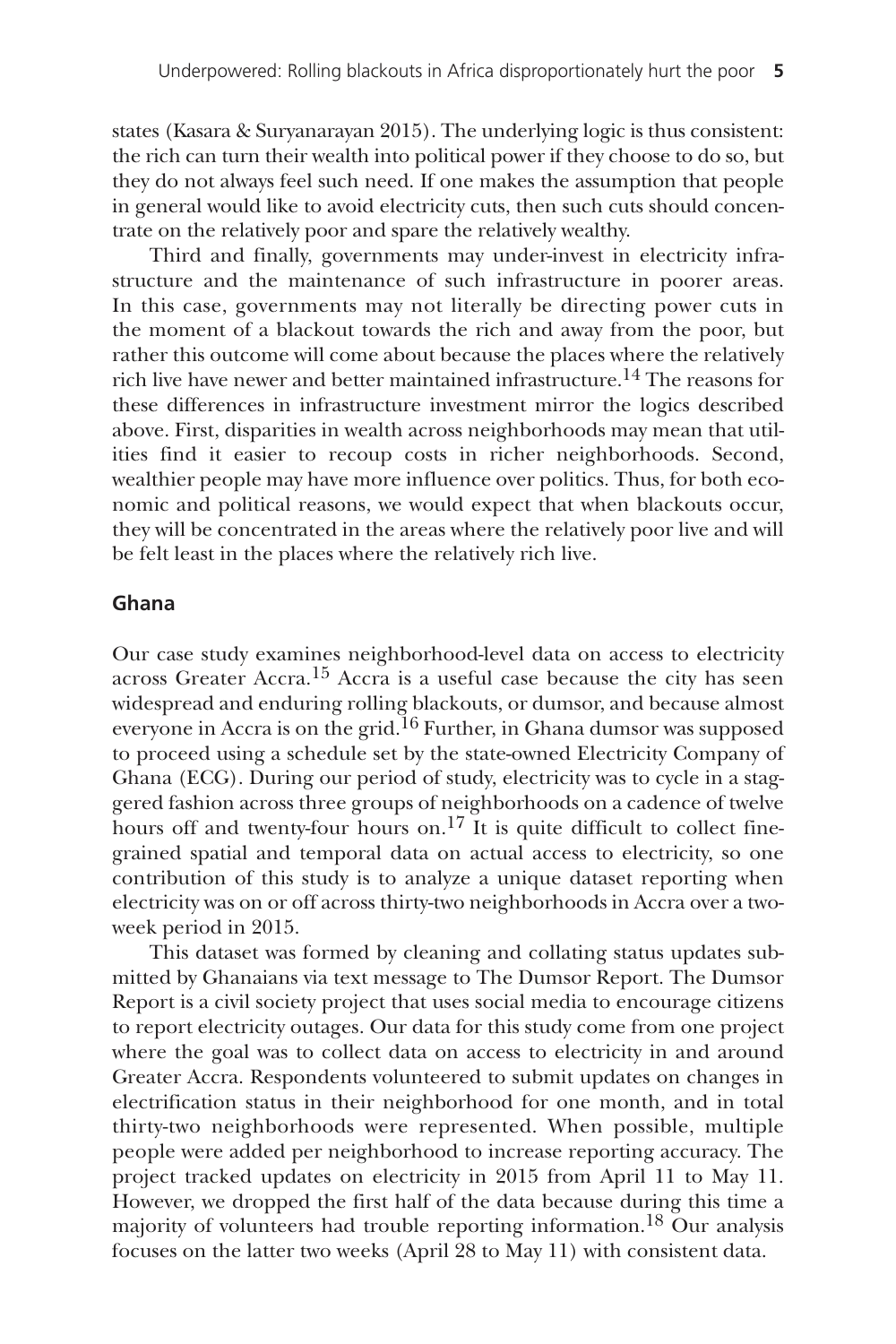states (Kasara & Suryanarayan 2015). The underlying logic is thus consistent: the rich can turn their wealth into political power if they choose to do so, but they do not always feel such need. If one makes the assumption that people in general would like to avoid electricity cuts, then such cuts should concentrate on the relatively poor and spare the relatively wealthy.

Third and finally, governments may under-invest in electricity infrastructure and the maintenance of such infrastructure in poorer areas. In this case, governments may not literally be directing power cuts in the moment of a blackout towards the rich and away from the poor, but rather this outcome will come about because the places where the relatively rich live have newer and better maintained infrastructure.[14] The reasons for these differences in infrastructure investment mirror the logics described above. First, disparities in wealth across neighborhoods may mean that utilities find it easier to recoup costs in richer neighborhoods. Second, wealthier people may have more influence over politics. Thus, for both economic and political reasons, we would expect that when blackouts occur, they will be concentrated in the areas where the relatively poor live and will be felt least in the places where the relatively rich live.

## Ghana

Our case study examines neighborhood-level data on access to electricity across Greater Accra.[15] Accra is a useful case because the city has seen widespread and enduring rolling blackouts, or dumsor, and because almost everyone in Accra is on the grid.[16] Further, in Ghana dumsor was supposed to proceed using a schedule set by the state-owned Electricity Company of Ghana (ECG). During our period of study, electricity was to cycle in a staggered fashion across three groups of neighborhoods on a cadence of twelve hours off and twenty-four hours on.[17] It is quite difficult to collect fine-grained spatial and temporal data on actual access to electricity, so one contribution of this study is to analyze a unique dataset reporting when electricity was on or off across thirty-two neighborhoods in Accra over a two-week period in 2015.

This dataset was formed by cleaning and collating status updates submitted by Ghanaians via text message to The Dumsor Report. The Dumsor Report is a civil society project that uses social media to encourage citizens to report electricity outages. Our data for this study come from one project where the goal was to collect data on access to electricity in and around Greater Accra. Respondents volunteered to submit updates on changes in electrification status in their neighborhood for one month, and in total thirty-two neighborhoods were represented. When possible, multiple people were added per neighborhood to increase reporting accuracy. The project tracked updates on electricity in 2015 from April 11 to May 11. However, we dropped the first half of the data because during this time a majority of volunteers had trouble reporting information.[18] Our analysis focuses on the latter two weeks (April 28 to May 11) with consistent data.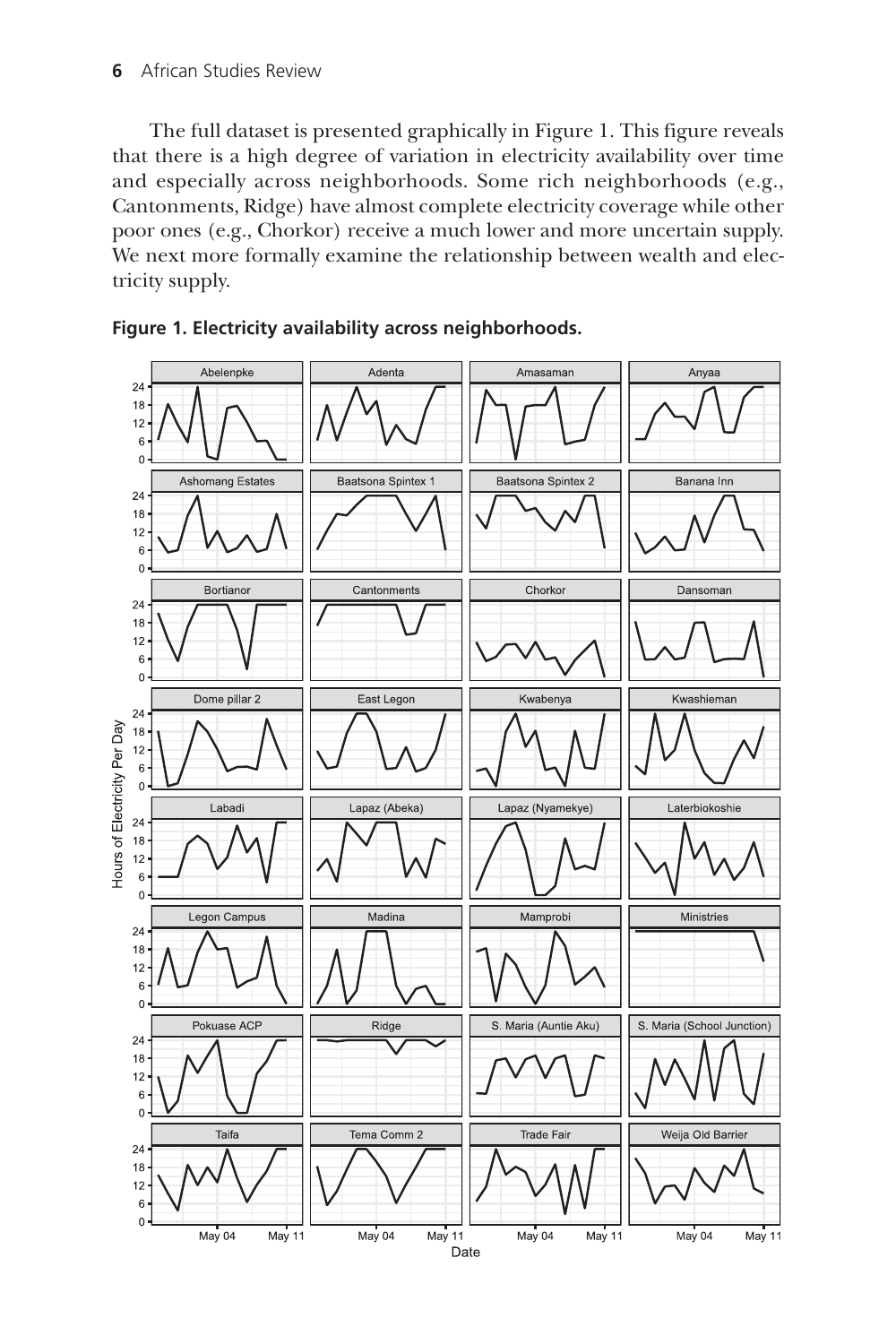The full dataset is presented graphically in Figure 1. This figure reveals that there is a high degree of variation in electricity availability over time and especially across neighborhoods. Some rich neighborhoods (e.g., Cantonments, Ridge) have almost complete electricity coverage while other poor ones (e.g., Chorkor) receive a much lower and more uncertain supply. We next more formally examine the relationship between wealth and electricity supply.

**Figure 1. Electricity availability across neighborhoods.**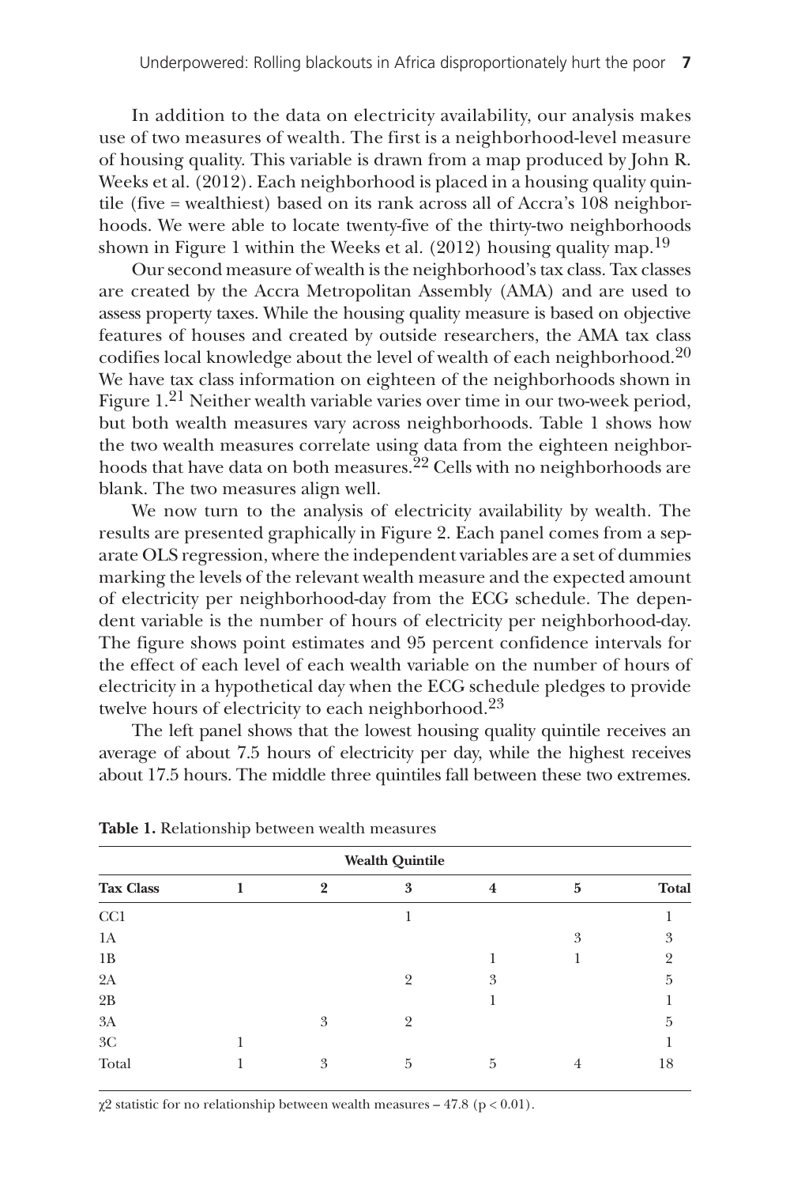In addition to the data on electricity availability, our analysis makes use of two measures of wealth. The first is a neighborhood-level measure of housing quality. This variable is drawn from a map produced by John R. Weeks et al. (2012). Each neighborhood is placed in a housing quality quintile (five = wealthiest) based on its rank across all of Accra's 108 neighborhoods. We were able to locate twenty-five of the thirty-two neighborhoods shown in Figure 1 within the Weeks et al. (2012) housing quality map.[19]

Our second measure of wealth is the neighborhood's tax class. Tax classes are created by the Accra Metropolitan Assembly (AMA) and are used to assess property taxes. While the housing quality measure is based on objective features of houses and created by outside researchers, the AMA tax class codifies local knowledge about the level of wealth of each neighborhood.[20] We have tax class information on eighteen of the neighborhoods shown in Figure 1.[21] Neither wealth variable varies over time in our two-week period, but both wealth measures vary across neighborhoods. Table 1 shows how the two wealth measures correlate using data from the eighteen neighborhoods that have data on both measures.[22] Cells with no neighborhoods are blank. The two measures align well.

We now turn to the analysis of electricity availability by wealth. The results are presented graphically in Figure 2. Each panel comes from a separate OLS regression, where the independent variables are a set of dummies marking the levels of the relevant wealth measure and the expected amount of electricity per neighborhood-day from the ECG schedule. The dependent variable is the number of hours of electricity per neighborhood-day. The figure shows point estimates and 95 percent confidence intervals for the effect of each level of each wealth variable on the number of hours of electricity in a hypothetical day when the ECG schedule pledges to provide twelve hours of electricity to each neighborhood.[23]

The left panel shows that the lowest housing quality quintile receives an average of about 7.5 hours of electricity per day, while the highest receives about 17.5 hours. The middle three quintiles fall between these two extremes.

**Table 1.** Relationship between wealth measures

| | Wealth Quintile | | | | | |
|---|---|---|---|---|---|---|
| **Tax Class** | **1** | **2** | **3** | **4** | **5** | **Total** |
| CC1 | | | 1 | | | 1 |
| 1A | | | | | 3 | 3 |
| 1B | | | | 1 | 1 | 2 |
| 2A | | | 2 | 3 | | 5 |
| 2B | | | | 1 | | 1 |
| 3A | | 3 | 2 | | | 5 |
| 3C | 1 | | | | | 1 |
| Total | 1 | 3 | 5 | 5 | 4 | 18 |

$\chi 2$ statistic for no relationship between wealth measures – 47.8 ($p < 0.01$).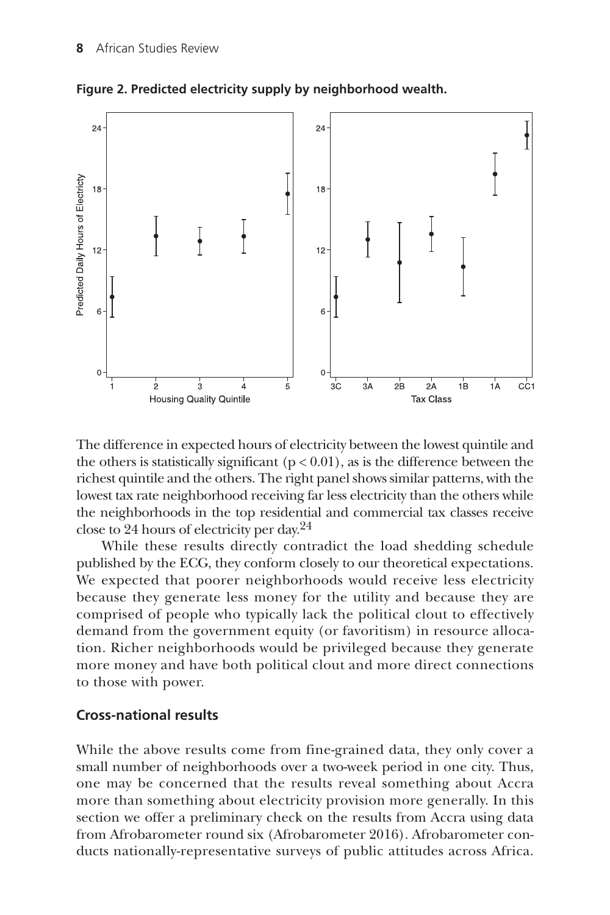**Figure 2. Predicted electricity supply by neighborhood wealth.**

The difference in expected hours of electricity between the lowest quintile and the others is statistically significant ($p < 0.01$), as is the difference between the richest quintile and the others. The right panel shows similar patterns, with the lowest tax rate neighborhood receiving far less electricity than the others while the neighborhoods in the top residential and commercial tax classes receive close to 24 hours of electricity per day.[24]

While these results directly contradict the load shedding schedule published by the ECG, they conform closely to our theoretical expectations. We expected that poorer neighborhoods would receive less electricity because they generate less money for the utility and because they are comprised of people who typically lack the political clout to effectively demand from the government equity (or favoritism) in resource allocation. Richer neighborhoods would be privileged because they generate more money and have both political clout and more direct connections to those with power.

## Cross-national results

While the above results come from fine-grained data, they only cover a small number of neighborhoods over a two-week period in one city. Thus, one may be concerned that the results reveal something about Accra more than something about electricity provision more generally. In this section we offer a preliminary check on the results from Accra using data from Afrobarometer round six (Afrobarometer 2016). Afrobarometer conducts nationally-representative surveys of public attitudes across Africa.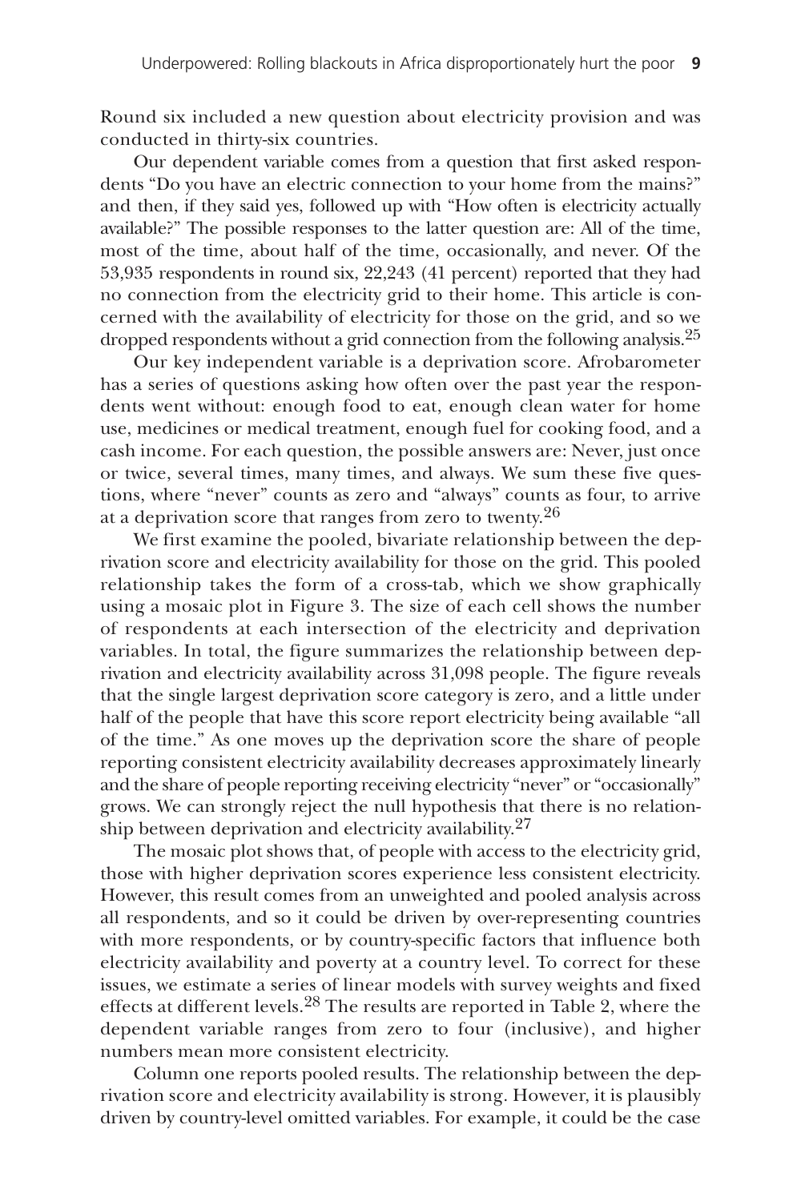Round six included a new question about electricity provision and was conducted in thirty-six countries.

Our dependent variable comes from a question that first asked respondents "Do you have an electric connection to your home from the mains?" and then, if they said yes, followed up with "How often is electricity actually available?" The possible responses to the latter question are: All of the time, most of the time, about half of the time, occasionally, and never. Of the 53,935 respondents in round six, 22,243 (41 percent) reported that they had no connection from the electricity grid to their home. This article is concerned with the availability of electricity for those on the grid, and so we dropped respondents without a grid connection from the following analysis.[25]

Our key independent variable is a deprivation score. Afrobarometer has a series of questions asking how often over the past year the respondents went without: enough food to eat, enough clean water for home use, medicines or medical treatment, enough fuel for cooking food, and a cash income. For each question, the possible answers are: Never, just once or twice, several times, many times, and always. We sum these five questions, where "never" counts as zero and "always" counts as four, to arrive at a deprivation score that ranges from zero to twenty.[26]

We first examine the pooled, bivariate relationship between the deprivation score and electricity availability for those on the grid. This pooled relationship takes the form of a cross-tab, which we show graphically using a mosaic plot in Figure 3. The size of each cell shows the number of respondents at each intersection of the electricity and deprivation variables. In total, the figure summarizes the relationship between deprivation and electricity availability across 31,098 people. The figure reveals that the single largest deprivation score category is zero, and a little under half of the people that have this score report electricity being available "all of the time." As one moves up the deprivation score the share of people reporting consistent electricity availability decreases approximately linearly and the share of people reporting receiving electricity "never" or "occasionally" grows. We can strongly reject the null hypothesis that there is no relationship between deprivation and electricity availability.[27]

The mosaic plot shows that, of people with access to the electricity grid, those with higher deprivation scores experience less consistent electricity. However, this result comes from an unweighted and pooled analysis across all respondents, and so it could be driven by over-representing countries with more respondents, or by country-specific factors that influence both electricity availability and poverty at a country level. To correct for these issues, we estimate a series of linear models with survey weights and fixed effects at different levels.[28] The results are reported in Table 2, where the dependent variable ranges from zero to four (inclusive), and higher numbers mean more consistent electricity.

Column one reports pooled results. The relationship between the deprivation score and electricity availability is strong. However, it is plausibly driven by country-level omitted variables. For example, it could be the case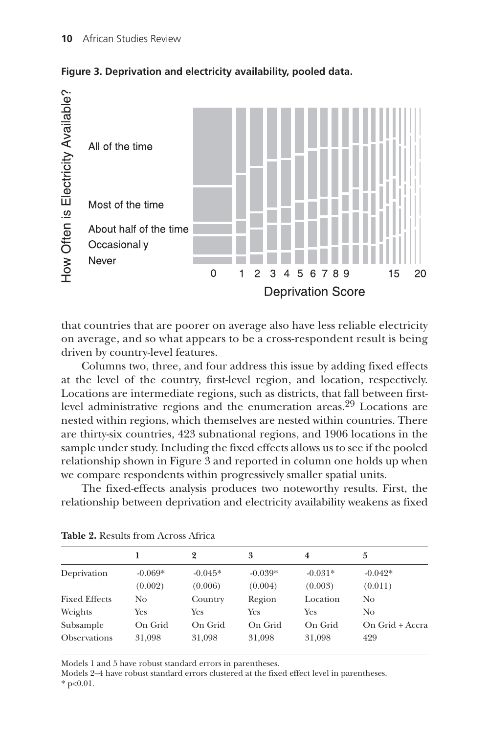**Figure 3. Deprivation and electricity availability, pooled data.**

that countries that are poorer on average also have less reliable electricity on average, and so what appears to be a cross-respondent result is being driven by country-level features.

Columns two, three, and four address this issue by adding fixed effects at the level of the country, first-level region, and location, respectively. Locations are intermediate regions, such as districts, that fall between first-level administrative regions and the enumeration areas.[29] Locations are nested within regions, which themselves are nested within countries. There are thirty-six countries, 423 subnational regions, and 1906 locations in the sample under study. Including the fixed effects allows us to see if the pooled relationship shown in Figure 3 and reported in column one holds up when we compare respondents within progressively smaller spatial units.

The fixed-effects analysis produces two noteworthy results. First, the relationship between deprivation and electricity availability weakens as fixed

**Table 2.** Results from Across Africa

| | 1 | 2 | 3 | 4 | 5 |
|---|---|---|---|---|---|
| Deprivation | -0.069* | -0.045* | -0.039* | -0.031* | -0.042* |
| | (0.002) | (0.006) | (0.004) | (0.003) | (0.011) |
| Fixed Effects | No | Country | Region | Location | No |
| Weights | Yes | Yes | Yes | Yes | No |
| Subsample | On Grid | On Grid | On Grid | On Grid | On Grid + Accra |
| Observations | 31,098 | 31,098 | 31,098 | 31,098 | 429 |

Models 1 and 5 have robust standard errors in parentheses.
Models 2–4 have robust standard errors clustered at the fixed effect level in parentheses.
* $p<0.01$.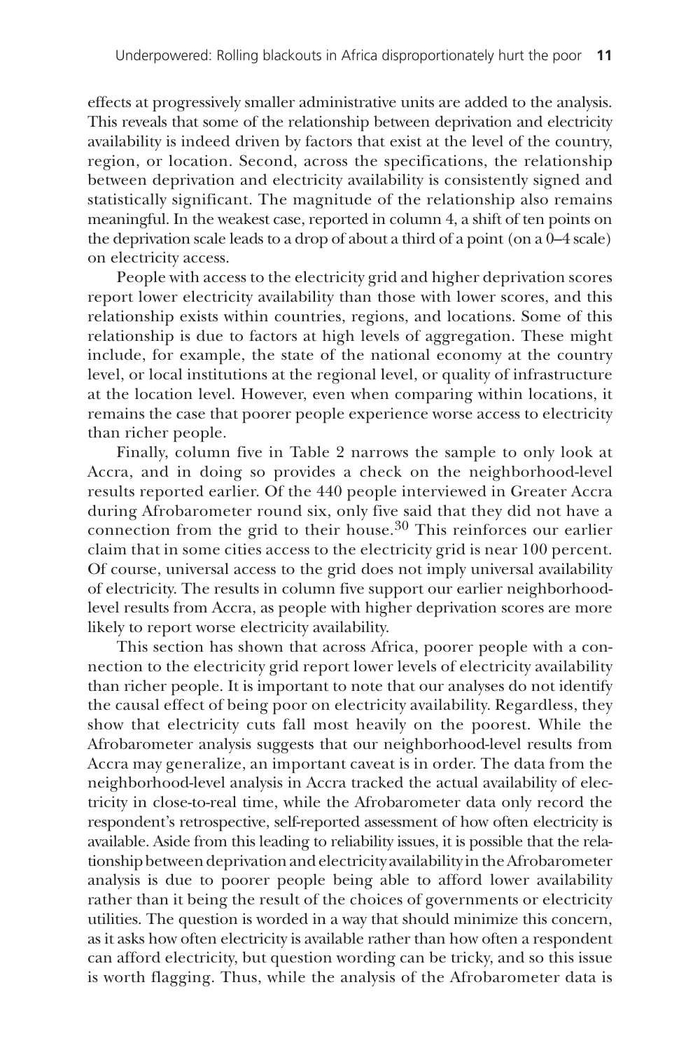effects at progressively smaller administrative units are added to the analysis. This reveals that some of the relationship between deprivation and electricity availability is indeed driven by factors that exist at the level of the country, region, or location. Second, across the specifications, the relationship between deprivation and electricity availability is consistently signed and statistically significant. The magnitude of the relationship also remains meaningful. In the weakest case, reported in column 4, a shift of ten points on the deprivation scale leads to a drop of about a third of a point (on a 0–4 scale) on electricity access.

People with access to the electricity grid and higher deprivation scores report lower electricity availability than those with lower scores, and this relationship exists within countries, regions, and locations. Some of this relationship is due to factors at high levels of aggregation. These might include, for example, the state of the national economy at the country level, or local institutions at the regional level, or quality of infrastructure at the location level. However, even when comparing within locations, it remains the case that poorer people experience worse access to electricity than richer people.

Finally, column five in Table 2 narrows the sample to only look at Accra, and in doing so provides a check on the neighborhood-level results reported earlier. Of the 440 people interviewed in Greater Accra during Afrobarometer round six, only five said that they did not have a connection from the grid to their house.[30] This reinforces our earlier claim that in some cities access to the electricity grid is near 100 percent. Of course, universal access to the grid does not imply universal availability of electricity. The results in column five support our earlier neighborhood-level results from Accra, as people with higher deprivation scores are more likely to report worse electricity availability.

This section has shown that across Africa, poorer people with a connection to the electricity grid report lower levels of electricity availability than richer people. It is important to note that our analyses do not identify the causal effect of being poor on electricity availability. Regardless, they show that electricity cuts fall most heavily on the poorest. While the Afrobarometer analysis suggests that our neighborhood-level results from Accra may generalize, an important caveat is in order. The data from the neighborhood-level analysis in Accra tracked the actual availability of electricity in close-to-real time, while the Afrobarometer data only record the respondent's retrospective, self-reported assessment of how often electricity is available. Aside from this leading to reliability issues, it is possible that the relationship between deprivation and electricity availability in the Afrobarometer analysis is due to poorer people being able to afford lower availability rather than it being the result of the choices of governments or electricity utilities. The question is worded in a way that should minimize this concern, as it asks how often electricity is available rather than how often a respondent can afford electricity, but question wording can be tricky, and so this issue is worth flagging. Thus, while the analysis of the Afrobarometer data is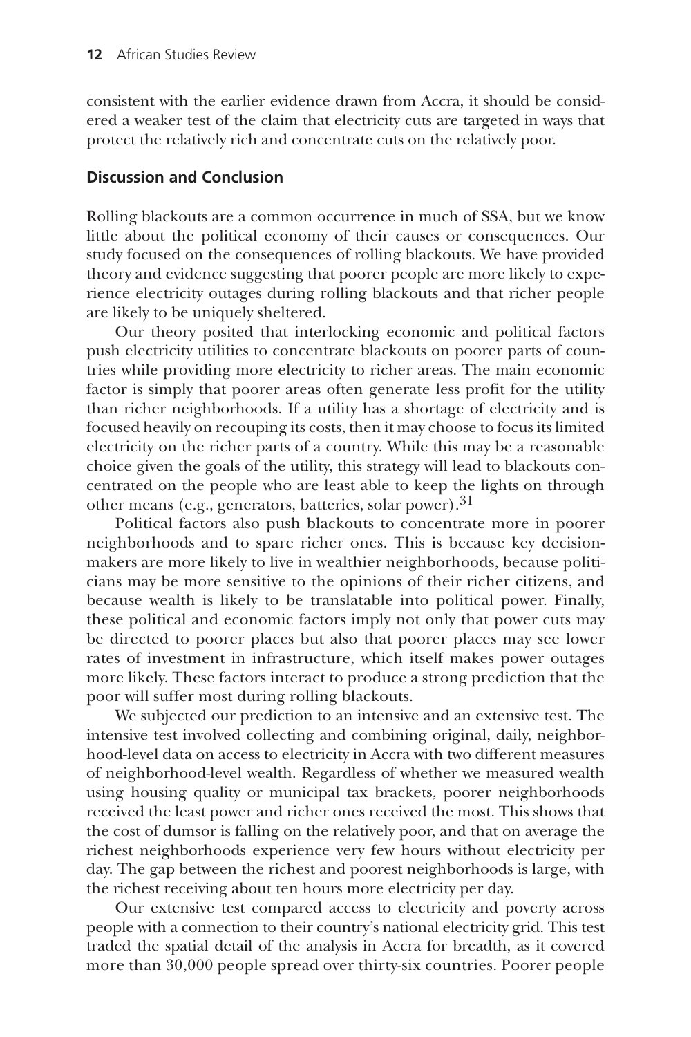consistent with the earlier evidence drawn from Accra, it should be considered a weaker test of the claim that electricity cuts are targeted in ways that protect the relatively rich and concentrate cuts on the relatively poor.

## Discussion and Conclusion

Rolling blackouts are a common occurrence in much of SSA, but we know little about the political economy of their causes or consequences. Our study focused on the consequences of rolling blackouts. We have provided theory and evidence suggesting that poorer people are more likely to experience electricity outages during rolling blackouts and that richer people are likely to be uniquely sheltered.

Our theory posited that interlocking economic and political factors push electricity utilities to concentrate blackouts on poorer parts of countries while providing more electricity to richer areas. The main economic factor is simply that poorer areas often generate less profit for the utility than richer neighborhoods. If a utility has a shortage of electricity and is focused heavily on recouping its costs, then it may choose to focus its limited electricity on the richer parts of a country. While this may be a reasonable choice given the goals of the utility, this strategy will lead to blackouts concentrated on the people who are least able to keep the lights on through other means (e.g., generators, batteries, solar power).[31]

Political factors also push blackouts to concentrate more in poorer neighborhoods and to spare richer ones. This is because key decision-makers are more likely to live in wealthier neighborhoods, because politicians may be more sensitive to the opinions of their richer citizens, and because wealth is likely to be translatable into political power. Finally, these political and economic factors imply not only that power cuts may be directed to poorer places but also that poorer places may see lower rates of investment in infrastructure, which itself makes power outages more likely. These factors interact to produce a strong prediction that the poor will suffer most during rolling blackouts.

We subjected our prediction to an intensive and an extensive test. The intensive test involved collecting and combining original, daily, neighborhood-level data on access to electricity in Accra with two different measures of neighborhood-level wealth. Regardless of whether we measured wealth using housing quality or municipal tax brackets, poorer neighborhoods received the least power and richer ones received the most. This shows that the cost of dumsor is falling on the relatively poor, and that on average the richest neighborhoods experience very few hours without electricity per day. The gap between the richest and poorest neighborhoods is large, with the richest receiving about ten hours more electricity per day.

Our extensive test compared access to electricity and poverty across people with a connection to their country's national electricity grid. This test traded the spatial detail of the analysis in Accra for breadth, as it covered more than 30,000 people spread over thirty-six countries. Poorer people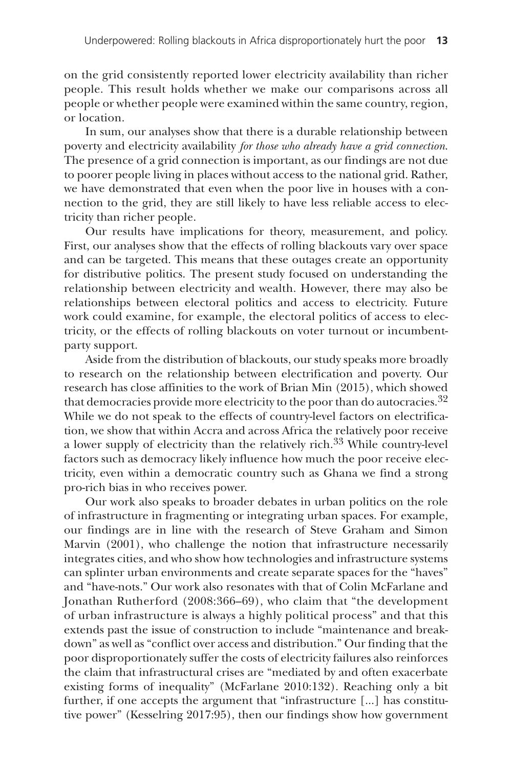on the grid consistently reported lower electricity availability than richer people. This result holds whether we make our comparisons across all people or whether people were examined within the same country, region, or location.

In sum, our analyses show that there is a durable relationship between poverty and electricity availability *for those who already have a grid connection.* The presence of a grid connection is important, as our findings are not due to poorer people living in places without access to the national grid. Rather, we have demonstrated that even when the poor live in houses with a connection to the grid, they are still likely to have less reliable access to electricity than richer people.

Our results have implications for theory, measurement, and policy. First, our analyses show that the effects of rolling blackouts vary over space and can be targeted. This means that these outages create an opportunity for distributive politics. The present study focused on understanding the relationship between electricity and wealth. However, there may also be relationships between electoral politics and access to electricity. Future work could examine, for example, the electoral politics of access to electricity, or the effects of rolling blackouts on voter turnout or incumbent-party support.

Aside from the distribution of blackouts, our study speaks more broadly to research on the relationship between electrification and poverty. Our research has close affinities to the work of Brian Min (2015), which showed that democracies provide more electricity to the poor than do autocracies.[32] While we do not speak to the effects of country-level factors on electrification, we show that within Accra and across Africa the relatively poor receive a lower supply of electricity than the relatively rich.[33] While country-level factors such as democracy likely influence how much the poor receive electricity, even within a democratic country such as Ghana we find a strong pro-rich bias in who receives power.

Our work also speaks to broader debates in urban politics on the role of infrastructure in fragmenting or integrating urban spaces. For example, our findings are in line with the research of Steve Graham and Simon Marvin (2001), who challenge the notion that infrastructure necessarily integrates cities, and who show how technologies and infrastructure systems can splinter urban environments and create separate spaces for the "haves" and "have-nots." Our work also resonates with that of Colin McFarlane and Jonathan Rutherford (2008:366–69), who claim that "the development of urban infrastructure is always a highly political process" and that this extends past the issue of construction to include "maintenance and breakdown" as well as "conflict over access and distribution." Our finding that the poor disproportionately suffer the costs of electricity failures also reinforces the claim that infrastructural crises are "mediated by and often exacerbate existing forms of inequality" (McFarlane 2010:132). Reaching only a bit further, if one accepts the argument that "infrastructure [...] has constitutive power" (Kesselring 2017:95), then our findings show how government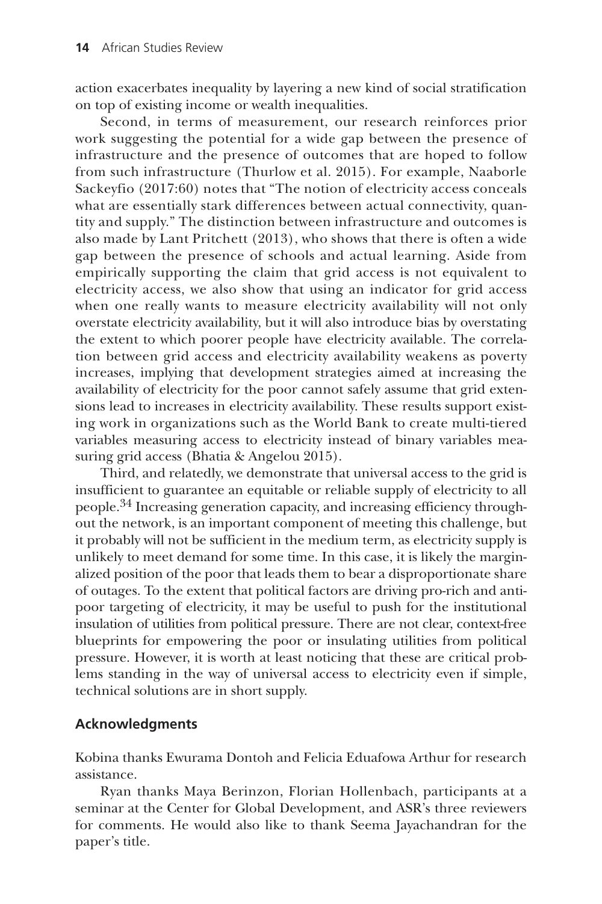action exacerbates inequality by layering a new kind of social stratification on top of existing income or wealth inequalities.

Second, in terms of measurement, our research reinforces prior work suggesting the potential for a wide gap between the presence of infrastructure and the presence of outcomes that are hoped to follow from such infrastructure (Thurlow et al. 2015). For example, Naaborle Sackeyfio (2017:60) notes that "The notion of electricity access conceals what are essentially stark differences between actual connectivity, quantity and supply." The distinction between infrastructure and outcomes is also made by Lant Pritchett (2013), who shows that there is often a wide gap between the presence of schools and actual learning. Aside from empirically supporting the claim that grid access is not equivalent to electricity access, we also show that using an indicator for grid access when one really wants to measure electricity availability will not only overstate electricity availability, but it will also introduce bias by overstating the extent to which poorer people have electricity available. The correlation between grid access and electricity availability weakens as poverty increases, implying that development strategies aimed at increasing the availability of electricity for the poor cannot safely assume that grid extensions lead to increases in electricity availability. These results support existing work in organizations such as the World Bank to create multi-tiered variables measuring access to electricity instead of binary variables measuring grid access (Bhatia & Angelou 2015).

Third, and relatedly, we demonstrate that universal access to the grid is insufficient to guarantee an equitable or reliable supply of electricity to all people.[34] Increasing generation capacity, and increasing efficiency throughout the network, is an important component of meeting this challenge, but it probably will not be sufficient in the medium term, as electricity supply is unlikely to meet demand for some time. In this case, it is likely the marginalized position of the poor that leads them to bear a disproportionate share of outages. To the extent that political factors are driving pro-rich and anti-poor targeting of electricity, it may be useful to push for the institutional insulation of utilities from political pressure. There are not clear, context-free blueprints for empowering the poor or insulating utilities from political pressure. However, it is worth at least noticing that these are critical problems standing in the way of universal access to electricity even if simple, technical solutions are in short supply.

## Acknowledgments

Kobina thanks Ewurama Dontoh and Felicia Eduafowa Arthur for research assistance.

Ryan thanks Maya Berinzon, Florian Hollenbach, participants at a seminar at the Center for Global Development, and ASR's three reviewers for comments. He would also like to thank Seema Jayachandran for the paper's title.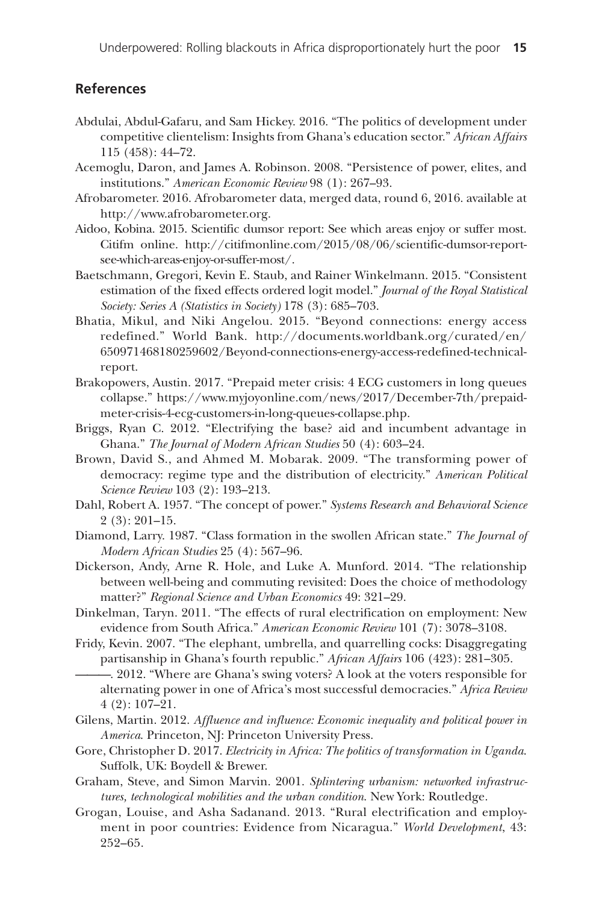## References

Abdulai, Abdul-Gafaru, and Sam Hickey. 2016. "The politics of development under competitive clientelism: Insights from Ghana's education sector." *African Affairs* 115 (458): 44–72.

Acemoglu, Daron, and James A. Robinson. 2008. "Persistence of power, elites, and institutions." *American Economic Review* 98 (1): 267–93.

Afrobarometer. 2016. Afrobarometer data, merged data, round 6, 2016. available at http://www.afrobarometer.org.

Aidoo, Kobina. 2015. Scientific dumsor report: See which areas enjoy or suffer most. Citifm online. http://citifmonline.com/2015/08/06/scientific-dumsor-report-see-which-areas-enjoy-or-suffer-most/.

Baetschmann, Gregori, Kevin E. Staub, and Rainer Winkelmann. 2015. "Consistent estimation of the fixed effects ordered logit model." *Journal of the Royal Statistical Society: Series A (Statistics in Society)* 178 (3): 685–703.

Bhatia, Mikul, and Niki Angelou. 2015. "Beyond connections: energy access redefined." World Bank. http://documents.worldbank.org/curated/en/650971468180259602/Beyond-connections-energy-access-redefined-technical-report.

Brakopowers, Austin. 2017. "Prepaid meter crisis: 4 ECG customers in long queues collapse." https://www.myjoyonline.com/news/2017/December-7th/prepaid-meter-crisis-4-ecg-customers-in-long-queues-collapse.php.

Briggs, Ryan C. 2012. "Electrifying the base? aid and incumbent advantage in Ghana." *The Journal of Modern African Studies* 50 (4): 603–24.

Brown, David S., and Ahmed M. Mobarak. 2009. "The transforming power of democracy: regime type and the distribution of electricity." *American Political Science Review* 103 (2): 193–213.

Dahl, Robert A. 1957. "The concept of power." *Systems Research and Behavioral Science* 2 (3): 201–15.

Diamond, Larry. 1987. "Class formation in the swollen African state." *The Journal of Modern African Studies* 25 (4): 567–96.

Dickerson, Andy, Arne R. Hole, and Luke A. Munford. 2014. "The relationship between well-being and commuting revisited: Does the choice of methodology matter?" *Regional Science and Urban Economics* 49: 321–29.

Dinkelman, Taryn. 2011. "The effects of rural electrification on employment: New evidence from South Africa." *American Economic Review* 101 (7): 3078–3108.

Fridy, Kevin. 2007. "The elephant, umbrella, and quarrelling cocks: Disaggregating partisanship in Ghana's fourth republic." *African Affairs* 106 (423): 281–305.

———. 2012. "Where are Ghana's swing voters? A look at the voters responsible for alternating power in one of Africa's most successful democracies." *Africa Review* 4 (2): 107–21.

Gilens, Martin. 2012. *Affluence and influence: Economic inequality and political power in America*. Princeton, NJ: Princeton University Press.

Gore, Christopher D. 2017. *Electricity in Africa: The politics of transformation in Uganda*. Suffolk, UK: Boydell & Brewer.

Graham, Steve, and Simon Marvin. 2001. *Splintering urbanism: networked infrastructures, technological mobilities and the urban condition*. New York: Routledge.

Grogan, Louise, and Asha Sadanand. 2013. "Rural electrification and employment in poor countries: Evidence from Nicaragua." *World Development*, 43: 252–65.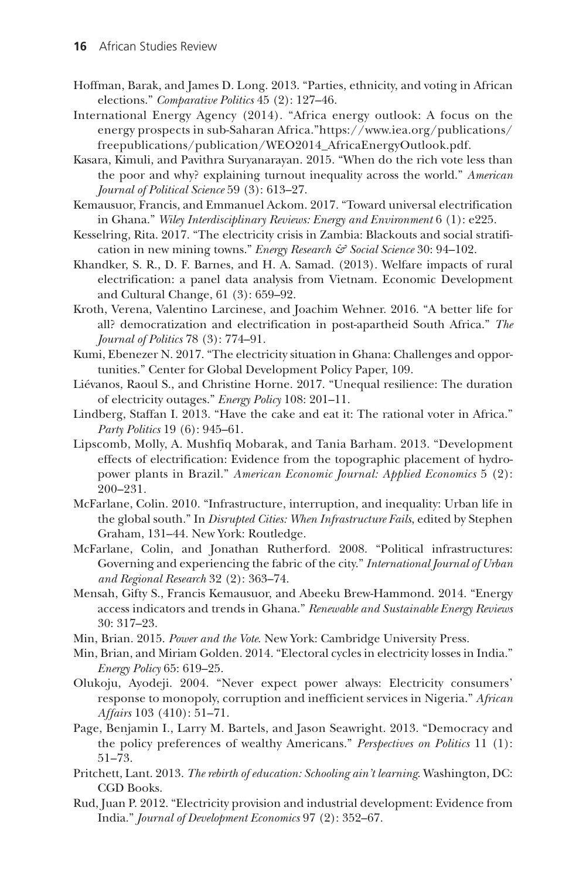Hoffman, Barak, and James D. Long. 2013. "Parties, ethnicity, and voting in African elections." *Comparative Politics* 45 (2): 127–46.

International Energy Agency (2014). "Africa energy outlook: A focus on the energy prospects in sub-Saharan Africa."https://www.iea.org/publications/freepublications/publication/WEO2014_AfricaEnergyOutlook.pdf.

Kasara, Kimuli, and Pavithra Suryanarayan. 2015. "When do the rich vote less than the poor and why? explaining turnout inequality across the world." *American Journal of Political Science* 59 (3): 613–27.

Kemausuor, Francis, and Emmanuel Ackom. 2017. "Toward universal electrification in Ghana." *Wiley Interdisciplinary Reviews: Energy and Environment* 6 (1): e225.

Kesselring, Rita. 2017. "The electricity crisis in Zambia: Blackouts and social stratification in new mining towns." *Energy Research & Social Science* 30: 94–102.

Khandker, S. R., D. F. Barnes, and H. A. Samad. (2013). Welfare impacts of rural electrification: a panel data analysis from Vietnam. Economic Development and Cultural Change, 61 (3): 659–92.

Kroth, Verena, Valentino Larcinese, and Joachim Wehner. 2016. "A better life for all? democratization and electrification in post-apartheid South Africa." *The Journal of Politics* 78 (3): 774–91.

Kumi, Ebenezer N. 2017. "The electricity situation in Ghana: Challenges and opportunities." Center for Global Development Policy Paper, 109.

Liévanos, Raoul S., and Christine Horne. 2017. "Unequal resilience: The duration of electricity outages." *Energy Policy* 108: 201–11.

Lindberg, Staffan I. 2013. "Have the cake and eat it: The rational voter in Africa." *Party Politics* 19 (6): 945–61.

Lipscomb, Molly, A. Mushfiq Mobarak, and Tania Barham. 2013. "Development effects of electrification: Evidence from the topographic placement of hydropower plants in Brazil." *American Economic Journal: Applied Economics* 5 (2): 200–231.

McFarlane, Colin. 2010. "Infrastructure, interruption, and inequality: Urban life in the global south." In *Disrupted Cities: When Infrastructure Fails*, edited by Stephen Graham, 131–44. New York: Routledge.

McFarlane, Colin, and Jonathan Rutherford. 2008. "Political infrastructures: Governing and experiencing the fabric of the city." *International Journal of Urban and Regional Research* 32 (2): 363–74.

Mensah, Gifty S., Francis Kemausuor, and Abeeku Brew-Hammond. 2014. "Energy access indicators and trends in Ghana." *Renewable and Sustainable Energy Reviews* 30: 317–23.

Min, Brian. 2015. *Power and the Vote*. New York: Cambridge University Press.

Min, Brian, and Miriam Golden. 2014. "Electoral cycles in electricity losses in India." *Energy Policy* 65: 619–25.

Olukoju, Ayodeji. 2004. "Never expect power always: Electricity consumers' response to monopoly, corruption and inefficient services in Nigeria." *African Affairs* 103 (410): 51–71.

Page, Benjamin I., Larry M. Bartels, and Jason Seawright. 2013. "Democracy and the policy preferences of wealthy Americans." *Perspectives on Politics* 11 (1): 51–73.

Pritchett, Lant. 2013. *The rebirth of education: Schooling ain't learning*. Washington, DC: CGD Books.

Rud, Juan P. 2012. "Electricity provision and industrial development: Evidence from India." *Journal of Development Economics* 97 (2): 352–67.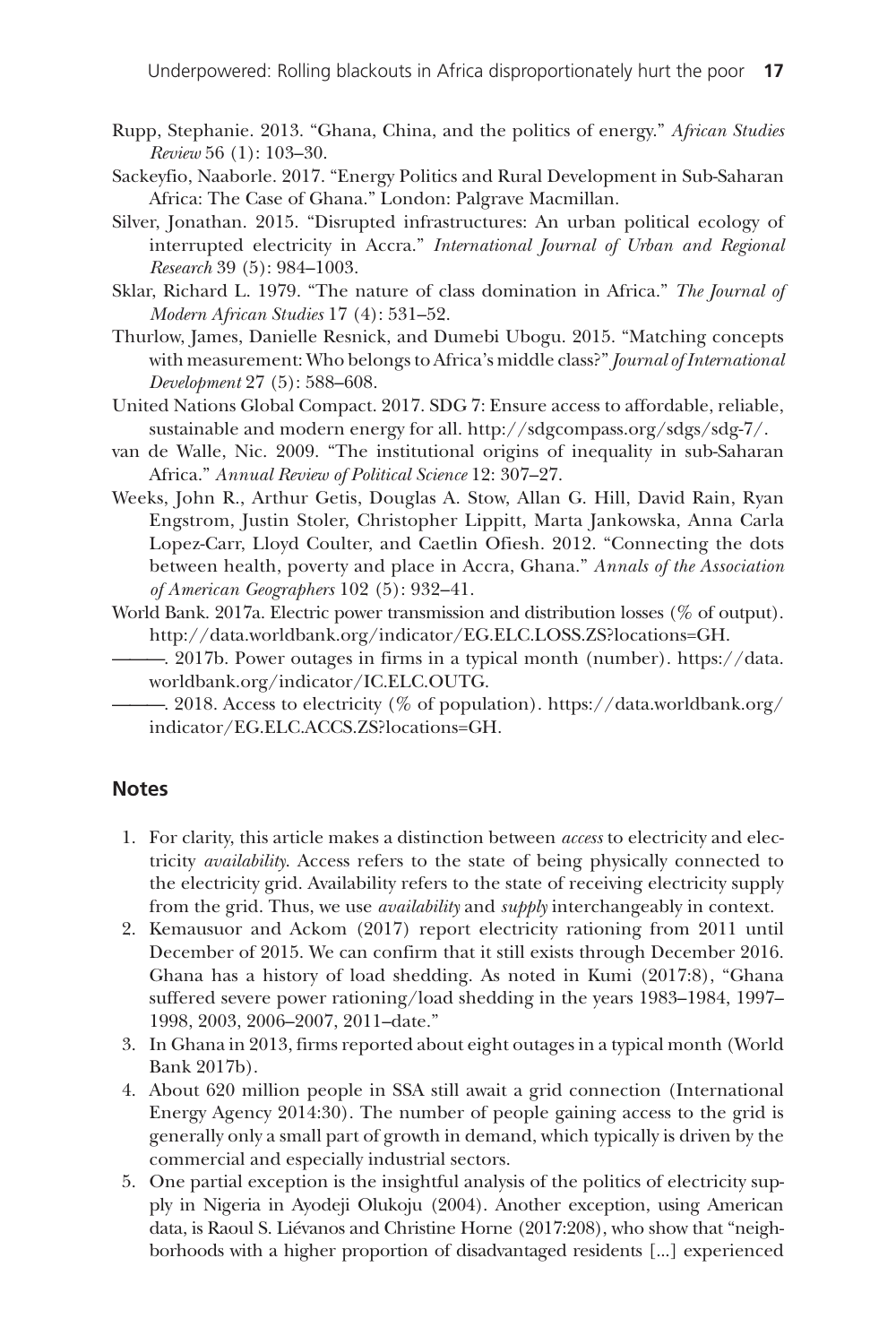Rupp, Stephanie. 2013. "Ghana, China, and the politics of energy." *African Studies Review* 56 (1): 103–30.

Sackeyfio, Naaborle. 2017. "Energy Politics and Rural Development in Sub-Saharan Africa: The Case of Ghana." London: Palgrave Macmillan.

Silver, Jonathan. 2015. "Disrupted infrastructures: An urban political ecology of interrupted electricity in Accra." *International Journal of Urban and Regional Research* 39 (5): 984–1003.

Sklar, Richard L. 1979. "The nature of class domination in Africa." *The Journal of Modern African Studies* 17 (4): 531–52.

Thurlow, James, Danielle Resnick, and Dumebi Ubogu. 2015. "Matching concepts with measurement: Who belongs to Africa's middle class?" *Journal of International Development* 27 (5): 588–608.

United Nations Global Compact. 2017. SDG 7: Ensure access to affordable, reliable, sustainable and modern energy for all. http://sdgcompass.org/sdgs/sdg-7/.

van de Walle, Nic. 2009. "The institutional origins of inequality in sub-Saharan Africa." *Annual Review of Political Science* 12: 307–27.

Weeks, John R., Arthur Getis, Douglas A. Stow, Allan G. Hill, David Rain, Ryan Engstrom, Justin Stoler, Christopher Lippitt, Marta Jankowska, Anna Carla Lopez-Carr, Lloyd Coulter, and Caetlin Ofiesh. 2012. "Connecting the dots between health, poverty and place in Accra, Ghana." *Annals of the Association of American Geographers* 102 (5): 932–41.

World Bank. 2017a. Electric power transmission and distribution losses (% of output). http://data.worldbank.org/indicator/EG.ELC.LOSS.ZS?locations=GH.

———. 2017b. Power outages in firms in a typical month (number). https://data.worldbank.org/indicator/IC.ELC.OUTG.

———. 2018. Access to electricity (% of population). https://data.worldbank.org/indicator/EG.ELC.ACCS.ZS?locations=GH.

## Notes

1. For clarity, this article makes a distinction between *access* to electricity and electricity *availability*. Access refers to the state of being physically connected to the electricity grid. Availability refers to the state of receiving electricity supply from the grid. Thus, we use *availability* and *supply* interchangeably in context.
2. Kemausuor and Ackom (2017) report electricity rationing from 2011 until December of 2015. We can confirm that it still exists through December 2016. Ghana has a history of load shedding. As noted in Kumi (2017:8), "Ghana suffered severe power rationing/load shedding in the years 1983–1984, 1997–1998, 2003, 2006–2007, 2011–date."
3. In Ghana in 2013, firms reported about eight outages in a typical month (World Bank 2017b).
4. About 620 million people in SSA still await a grid connection (International Energy Agency 2014:30). The number of people gaining access to the grid is generally only a small part of growth in demand, which typically is driven by the commercial and especially industrial sectors.
5. One partial exception is the insightful analysis of the politics of electricity supply in Nigeria in Ayodeji Olukoju (2004). Another exception, using American data, is Raoul S. Liévanos and Christine Horne (2017:208), who show that "neighborhoods with a higher proportion of disadvantaged residents [...] experienced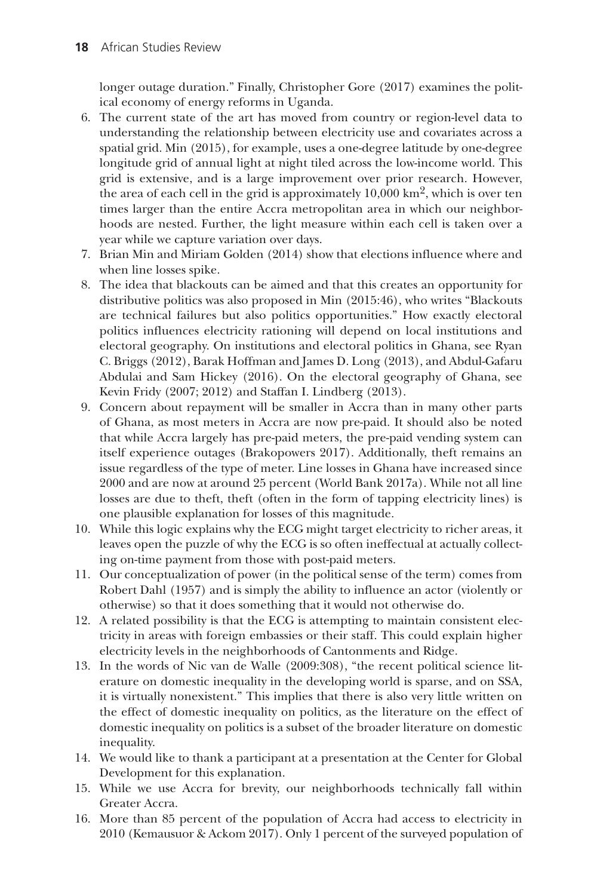longer outage duration." Finally, Christopher Gore (2017) examines the political economy of energy reforms in Uganda.

6. The current state of the art has moved from country or region-level data to understanding the relationship between electricity use and covariates across a spatial grid. Min (2015), for example, uses a one-degree latitude by one-degree longitude grid of annual light at night tiled across the low-income world. This grid is extensive, and is a large improvement over prior research. However, the area of each cell in the grid is approximately 10,000 km$^2$, which is over ten times larger than the entire Accra metropolitan area in which our neighborhoods are nested. Further, the light measure within each cell is taken over a year while we capture variation over days.
7. Brian Min and Miriam Golden (2014) show that elections influence where and when line losses spike.
8. The idea that blackouts can be aimed and that this creates an opportunity for distributive politics was also proposed in Min (2015:46), who writes "Blackouts are technical failures but also politics opportunities." How exactly electoral politics influences electricity rationing will depend on local institutions and electoral geography. On institutions and electoral politics in Ghana, see Ryan C. Briggs (2012), Barak Hoffman and James D. Long (2013), and Abdul-Gafaru Abdulai and Sam Hickey (2016). On the electoral geography of Ghana, see Kevin Fridy (2007; 2012) and Staffan I. Lindberg (2013).
9. Concern about repayment will be smaller in Accra than in many other parts of Ghana, as most meters in Accra are now pre-paid. It should also be noted that while Accra largely has pre-paid meters, the pre-paid vending system can itself experience outages (Brakopowers 2017). Additionally, theft remains an issue regardless of the type of meter. Line losses in Ghana have increased since 2000 and are now at around 25 percent (World Bank 2017a). While not all line losses are due to theft, theft (often in the form of tapping electricity lines) is one plausible explanation for losses of this magnitude.
10. While this logic explains why the ECG might target electricity to richer areas, it leaves open the puzzle of why the ECG is so often ineffectual at actually collecting on-time payment from those with post-paid meters.
11. Our conceptualization of power (in the political sense of the term) comes from Robert Dahl (1957) and is simply the ability to influence an actor (violently or otherwise) so that it does something that it would not otherwise do.
12. A related possibility is that the ECG is attempting to maintain consistent electricity in areas with foreign embassies or their staff. This could explain higher electricity levels in the neighborhoods of Cantonments and Ridge.
13. In the words of Nic van de Walle (2009:308), "the recent political science literature on domestic inequality in the developing world is sparse, and on SSA, it is virtually nonexistent." This implies that there is also very little written on the effect of domestic inequality on politics, as the literature on the effect of domestic inequality on politics is a subset of the broader literature on domestic inequality.
14. We would like to thank a participant at a presentation at the Center for Global Development for this explanation.
15. While we use Accra for brevity, our neighborhoods technically fall within Greater Accra.
16. More than 85 percent of the population of Accra had access to electricity in 2010 (Kemausuor & Ackom 2017). Only 1 percent of the surveyed population of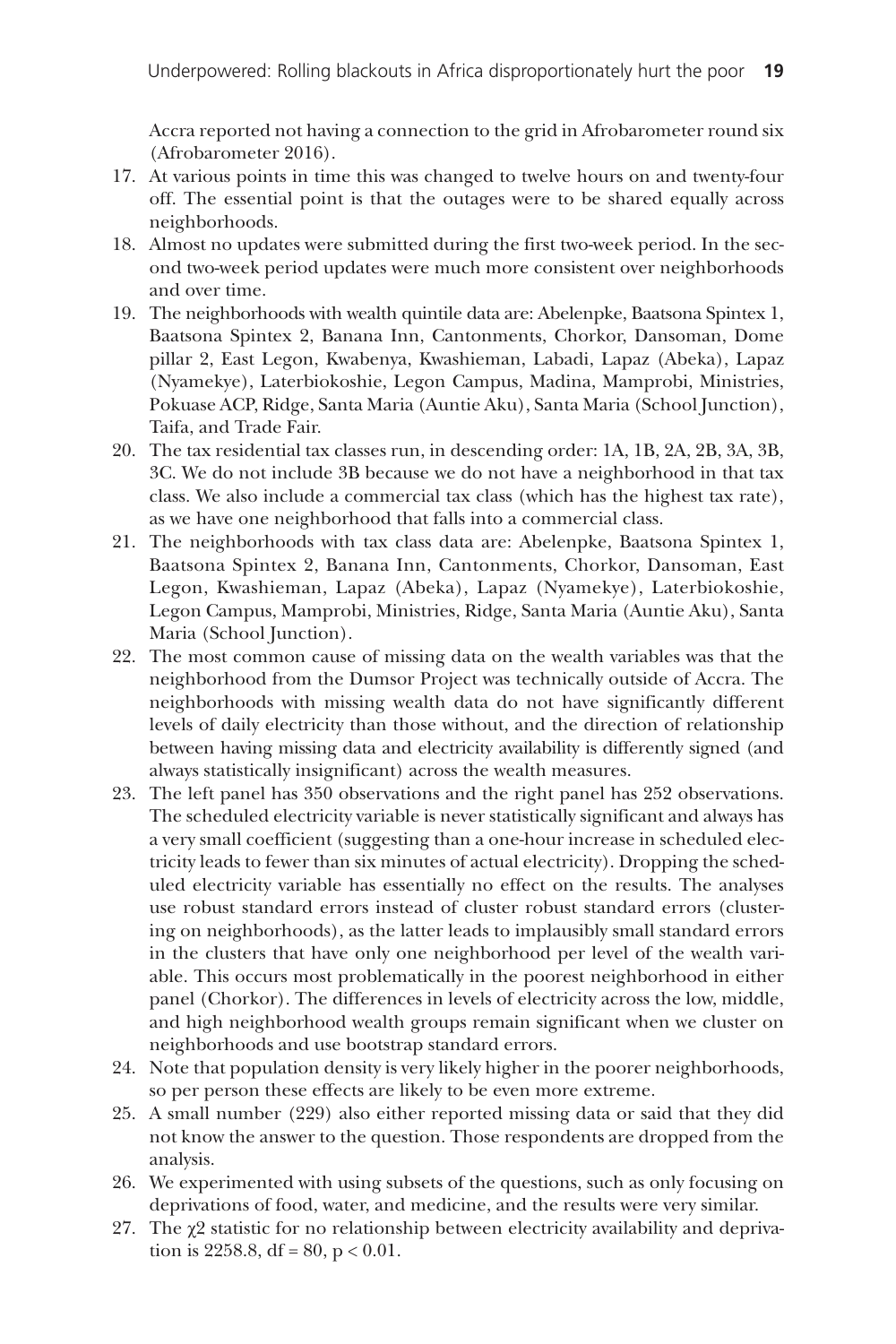Accra reported not having a connection to the grid in Afrobarometer round six (Afrobarometer 2016).

17. At various points in time this was changed to twelve hours on and twenty-four off. The essential point is that the outages were to be shared equally across neighborhoods.
18. Almost no updates were submitted during the first two-week period. In the second two-week period updates were much more consistent over neighborhoods and over time.
19. The neighborhoods with wealth quintile data are: Abelenpke, Baatsona Spintex 1, Baatsona Spintex 2, Banana Inn, Cantonments, Chorkor, Dansoman, Dome pillar 2, East Legon, Kwabenya, Kwashieman, Labadi, Lapaz (Abeka), Lapaz (Nyamekye), Laterbiokoshie, Legon Campus, Madina, Mamprobi, Ministries, Pokuase ACP, Ridge, Santa Maria (Auntie Aku), Santa Maria (School Junction), Taifa, and Trade Fair.
20. The tax residential tax classes run, in descending order: 1A, 1B, 2A, 2B, 3A, 3B, 3C. We do not include 3B because we do not have a neighborhood in that tax class. We also include a commercial tax class (which has the highest tax rate), as we have one neighborhood that falls into a commercial class.
21. The neighborhoods with tax class data are: Abelenpke, Baatsona Spintex 1, Baatsona Spintex 2, Banana Inn, Cantonments, Chorkor, Dansoman, East Legon, Kwashieman, Lapaz (Abeka), Lapaz (Nyamekye), Laterbiokoshie, Legon Campus, Mamprobi, Ministries, Ridge, Santa Maria (Auntie Aku), Santa Maria (School Junction).
22. The most common cause of missing data on the wealth variables was that the neighborhood from the Dumsor Project was technically outside of Accra. The neighborhoods with missing wealth data do not have significantly different levels of daily electricity than those without, and the direction of relationship between having missing data and electricity availability is differently signed (and always statistically insignificant) across the wealth measures.
23. The left panel has 350 observations and the right panel has 252 observations. The scheduled electricity variable is never statistically significant and always has a very small coefficient (suggesting than a one-hour increase in scheduled electricity leads to fewer than six minutes of actual electricity). Dropping the scheduled electricity variable has essentially no effect on the results. The analyses use robust standard errors instead of cluster robust standard errors (clustering on neighborhoods), as the latter leads to implausibly small standard errors in the clusters that have only one neighborhood per level of the wealth variable. This occurs most problematically in the poorest neighborhood in either panel (Chorkor). The differences in levels of electricity across the low, middle, and high neighborhood wealth groups remain significant when we cluster on neighborhoods and use bootstrap standard errors.
24. Note that population density is very likely higher in the poorer neighborhoods, so per person these effects are likely to be even more extreme.
25. A small number (229) also either reported missing data or said that they did not know the answer to the question. Those respondents are dropped from the analysis.
26. We experimented with using subsets of the questions, such as only focusing on deprivations of food, water, and medicine, and the results were very similar.
27. The $\chi 2$ statistic for no relationship between electricity availability and deprivation is 2258.8, df = 80, $p < 0.01$.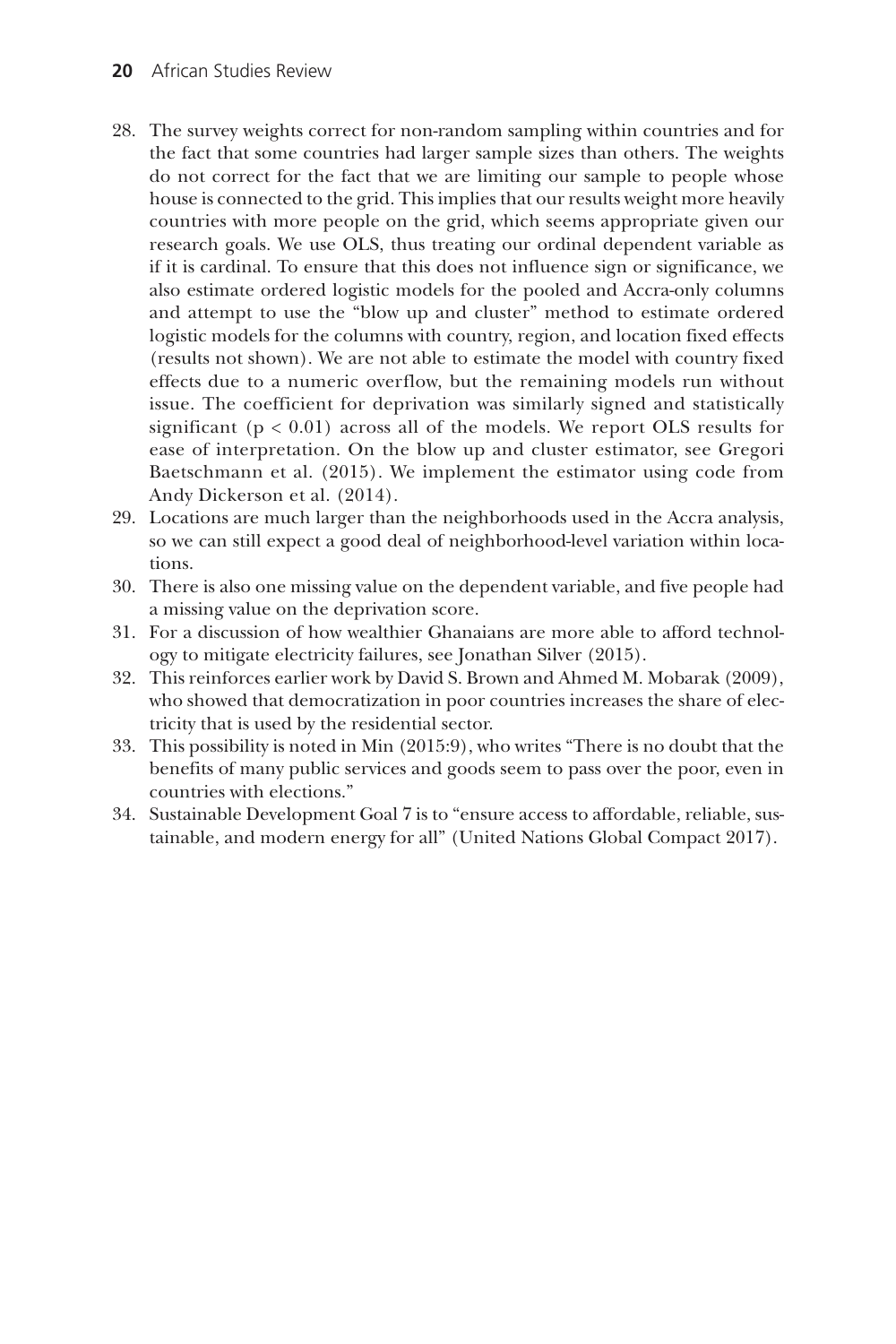28. The survey weights correct for non-random sampling within countries and for the fact that some countries had larger sample sizes than others. The weights do not correct for the fact that we are limiting our sample to people whose house is connected to the grid. This implies that our results weight more heavily countries with more people on the grid, which seems appropriate given our research goals. We use OLS, thus treating our ordinal dependent variable as if it is cardinal. To ensure that this does not influence sign or significance, we also estimate ordered logistic models for the pooled and Accra-only columns and attempt to use the "blow up and cluster" method to estimate ordered logistic models for the columns with country, region, and location fixed effects (results not shown). We are not able to estimate the model with country fixed effects due to a numeric overflow, but the remaining models run without issue. The coefficient for deprivation was similarly signed and statistically significant ($p < 0.01$) across all of the models. We report OLS results for ease of interpretation. On the blow up and cluster estimator, see Gregori Baetschmann et al. (2015). We implement the estimator using code from Andy Dickerson et al. (2014).
29. Locations are much larger than the neighborhoods used in the Accra analysis, so we can still expect a good deal of neighborhood-level variation within locations.
30. There is also one missing value on the dependent variable, and five people had a missing value on the deprivation score.
31. For a discussion of how wealthier Ghanaians are more able to afford technology to mitigate electricity failures, see Jonathan Silver (2015).
32. This reinforces earlier work by David S. Brown and Ahmed M. Mobarak (2009), who showed that democratization in poor countries increases the share of electricity that is used by the residential sector.
33. This possibility is noted in Min (2015:9), who writes "There is no doubt that the benefits of many public services and goods seem to pass over the poor, even in countries with elections."
34. Sustainable Development Goal 7 is to "ensure access to affordable, reliable, sustainable, and modern energy for all" (United Nations Global Compact 2017).